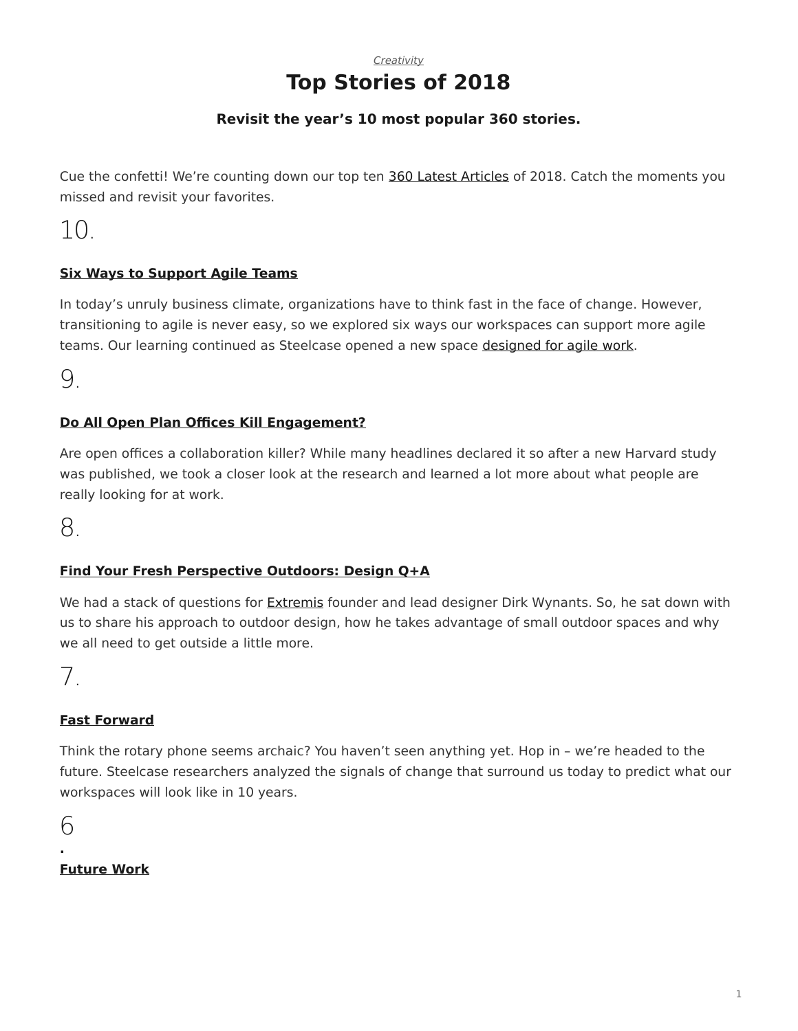*Creativity*

# Top Stories of 2018

### Revisit the year's 10 most popular 360 stories.

Cue the confetti! We're counting down our top ten 360 Latest Articles of 2018. Catch the moments you missed and revisit your favorites.

10.

**Six Ways to Support Agile Teams**

In today's unruly business climate, organizations have to think fast in the face of change. However, transitioning to agile is never easy, so we explored six ways our workspaces can support more agile teams. Our learning continued as Steelcase opened a new space designed for agile work.

9.

**Do All Open Plan Offices Kill Engagement?**

Are open offices a collaboration killer? While many headlines declared it so after a new Harvard study was published, we took a closer look at the research and learned a lot more about what people are really looking for at work.

8.

**Find Your Fresh Perspective Outdoors: Design Q+A**

We had a stack of questions for Extremis founder and lead designer Dirk Wynants. So, he sat down with us to share his approach to outdoor design, how he takes advantage of small outdoor spaces and why we all need to get outside a little more.

7.

**Fast Forward**

Think the rotary phone seems archaic? You haven't seen anything yet. Hop in – we're headed to the future. Steelcase researchers analyzed the signals of change that surround us today to predict what our workspaces will look like in 10 years.

6.

**Future Work**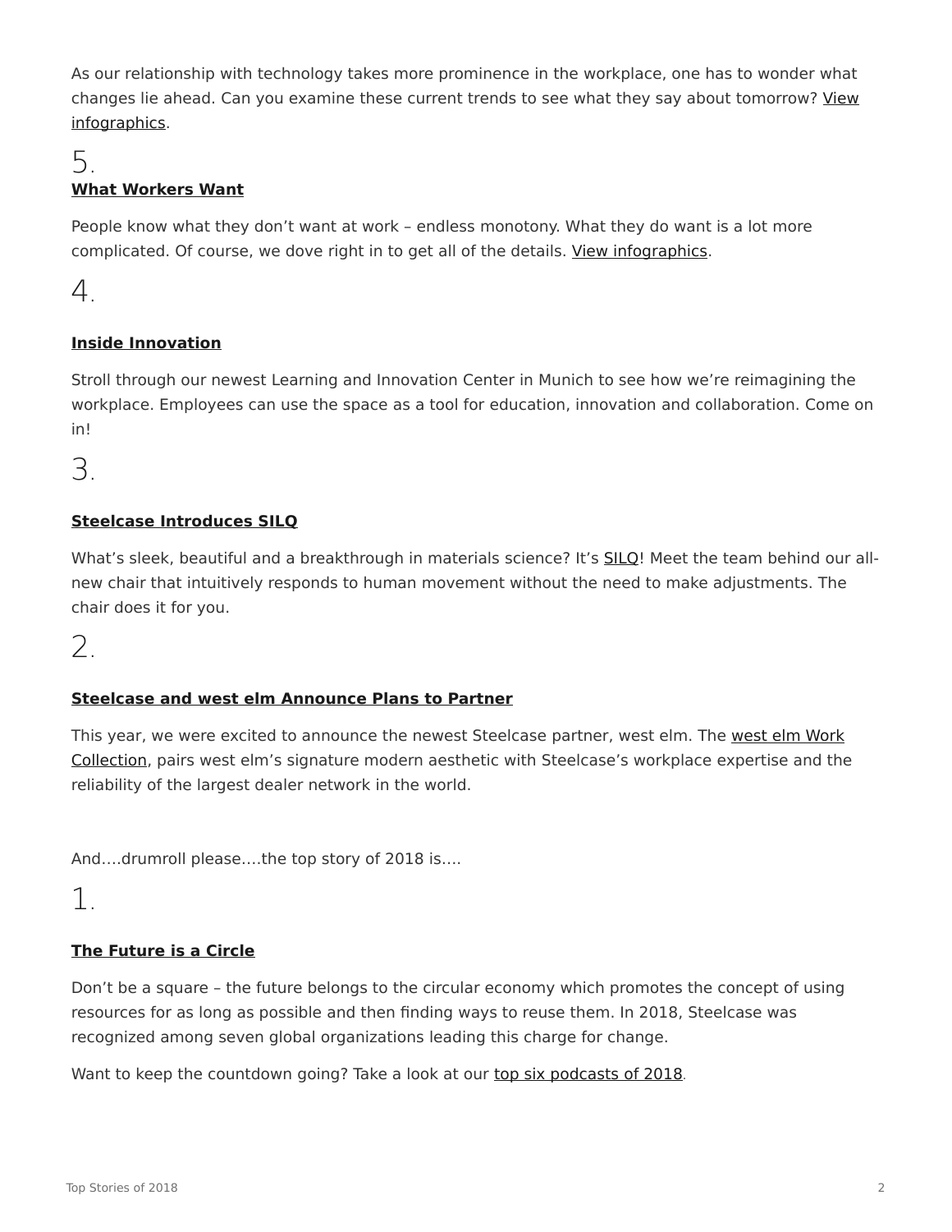As our relationship with technology takes more prominence in the workplace, one has to wonder what changes lie ahead. Can you examine these current trends to see what they say about tomorrow? View infographics.

5.

**What Workers Want**

People know what they don't want at work – endless monotony. What they do want is a lot more complicated. Of course, we dove right in to get all of the details. View infographics.

4.

**Inside Innovation**

Stroll through our newest Learning and Innovation Center in Munich to see how we're reimagining the workplace. Employees can use the space as a tool for education, innovation and collaboration. Come on in!

3.

**Steelcase Introduces SILQ**

What's sleek, beautiful and a breakthrough in materials science? It's SILQ! Meet the team behind our all-new chair that intuitively responds to human movement without the need to make adjustments. The chair does it for you.

2.

**Steelcase and west elm Announce Plans to Partner**

This year, we were excited to announce the newest Steelcase partner, west elm. The west elm Work Collection, pairs west elm's signature modern aesthetic with Steelcase's workplace expertise and the reliability of the largest dealer network in the world.

And….drumroll please….the top story of 2018 is….

1.

**The Future is a Circle**

Don't be a square – the future belongs to the circular economy which promotes the concept of using resources for as long as possible and then finding ways to reuse them. In 2018, Steelcase was recognized among seven global organizations leading this charge for change.

Want to keep the countdown going? Take a look at our top six podcasts of 2018.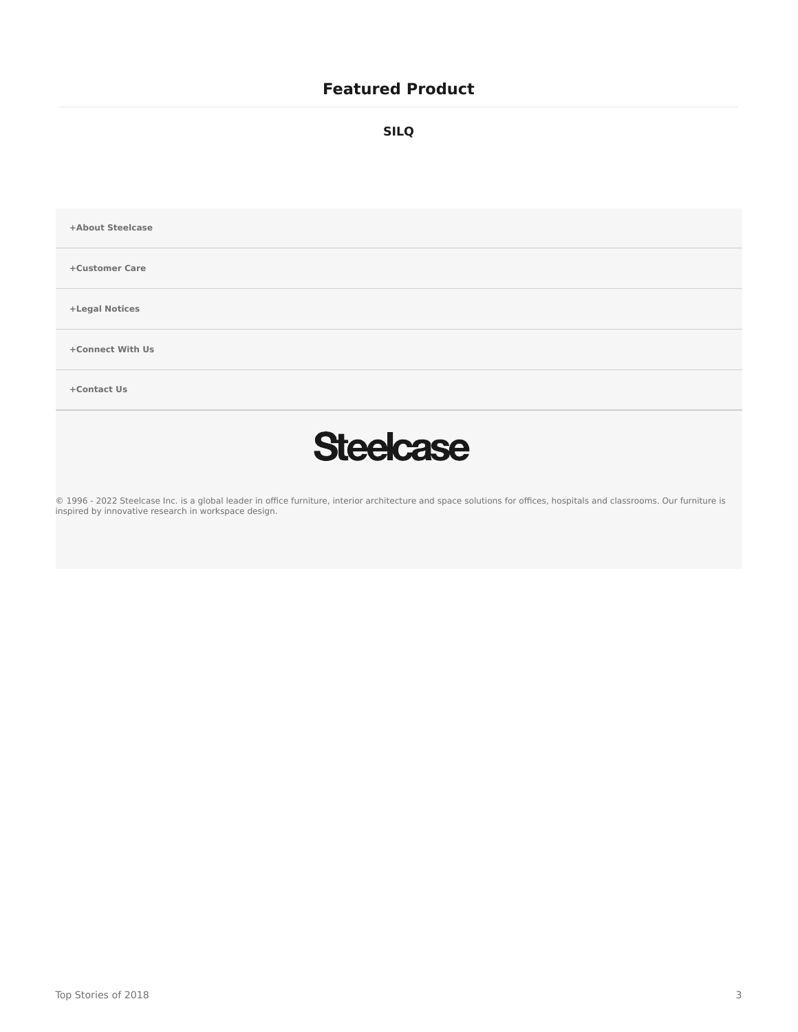## Featured Product

### SILQ

+About Steelcase

+Customer Care

+Legal Notices

+Connect With Us

+Contact Us

Steelcase

© 1996 - 2022 Steelcase Inc. is a global leader in office furniture, interior architecture and space solutions for offices, hospitals and classrooms. Our furniture is inspired by innovative research in workspace design.